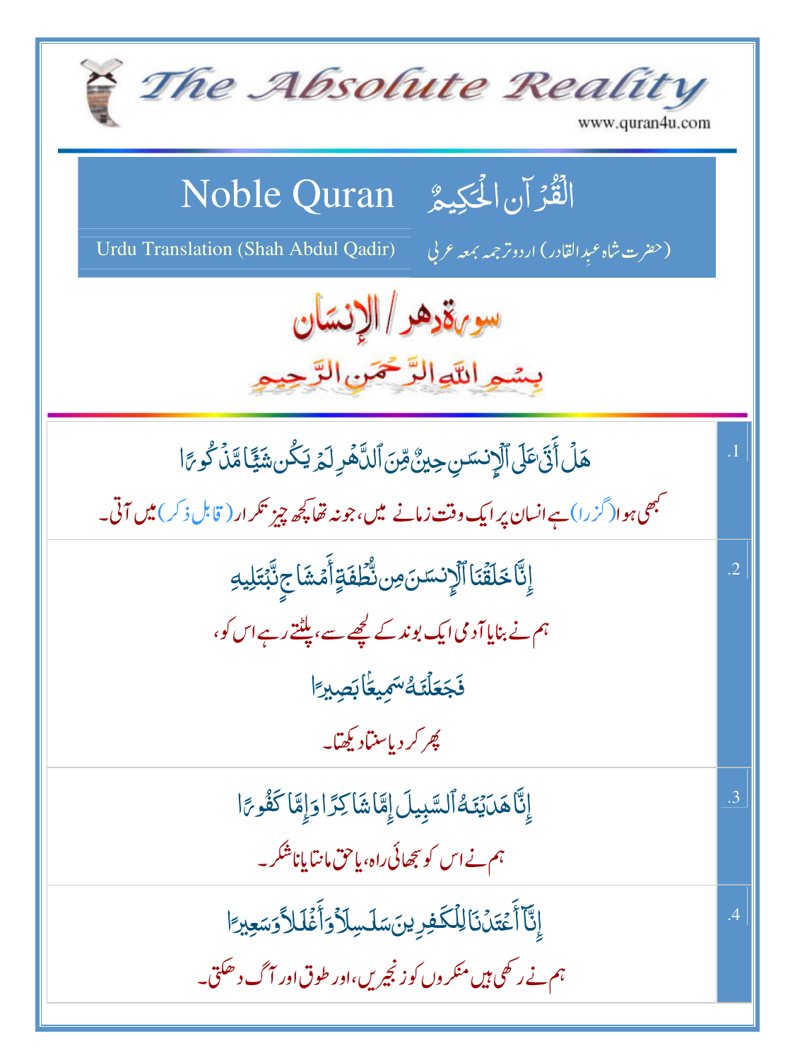# The Absolute Reality

www.quran4u.com

## Noble Quran الْقُرْآنِ الْحَكِيمُ

Urdu Translation (Shah Abdul Qadir) (حضرت شاہ عبد القادر) اردو ترجمہ بمعہ عربی

## سورۃ دھر / الإنسان

بِسْمِ اللَّهِ الرَّحْمَٰنِ الرَّحِيمِ

| | |
|---|---|
| هَلْ أَتَىٰ عَلَى ٱلْإِنسَٰنِ حِينٌ مِّنَ ٱلدَّهْرِ لَمْ يَكُن شَيْـًٔا مَّذْكُورًا<br>کبھی ہوا (گزرا) ہے انسان پر ایک وقت زمانے میں، جو نہ تھا کچھ چیز تکرار (قابل ذکر) میں آتی۔ | .1 |
| إِنَّا خَلَقْنَا ٱلْإِنسَٰنَ مِن نُّطْفَةٍ أَمْشَاجٍ نَّبْتَلِيهِ<br>ہم نے بنایا آدمی ایک بوند کے لچھے سے، پلٹتے رہے اس کو،<br>فَجَعَلْنَٰهُ سَمِيعًۢا بَصِيرًا<br>پھر کر دیا سنتا دیکھتا۔ | .2 |
| إِنَّا هَدَيْنَٰهُ ٱلسَّبِيلَ إِمَّا شَاكِرًا وَإِمَّا كَفُورًا<br>ہم نے اس کو سجھائی راہ، یا حق مانتا یا ناشکر۔ | .3 |
| إِنَّآ أَعْتَدْنَا لِلْكَٰفِرِينَ سَلَٰسِلَا۟ وَأَغْلَٰلًا وَسَعِيرًا<br>ہم نے رکھی ہیں منکروں کو زنجیریں، اور طوق اور آگ دھکتی۔ | .4 |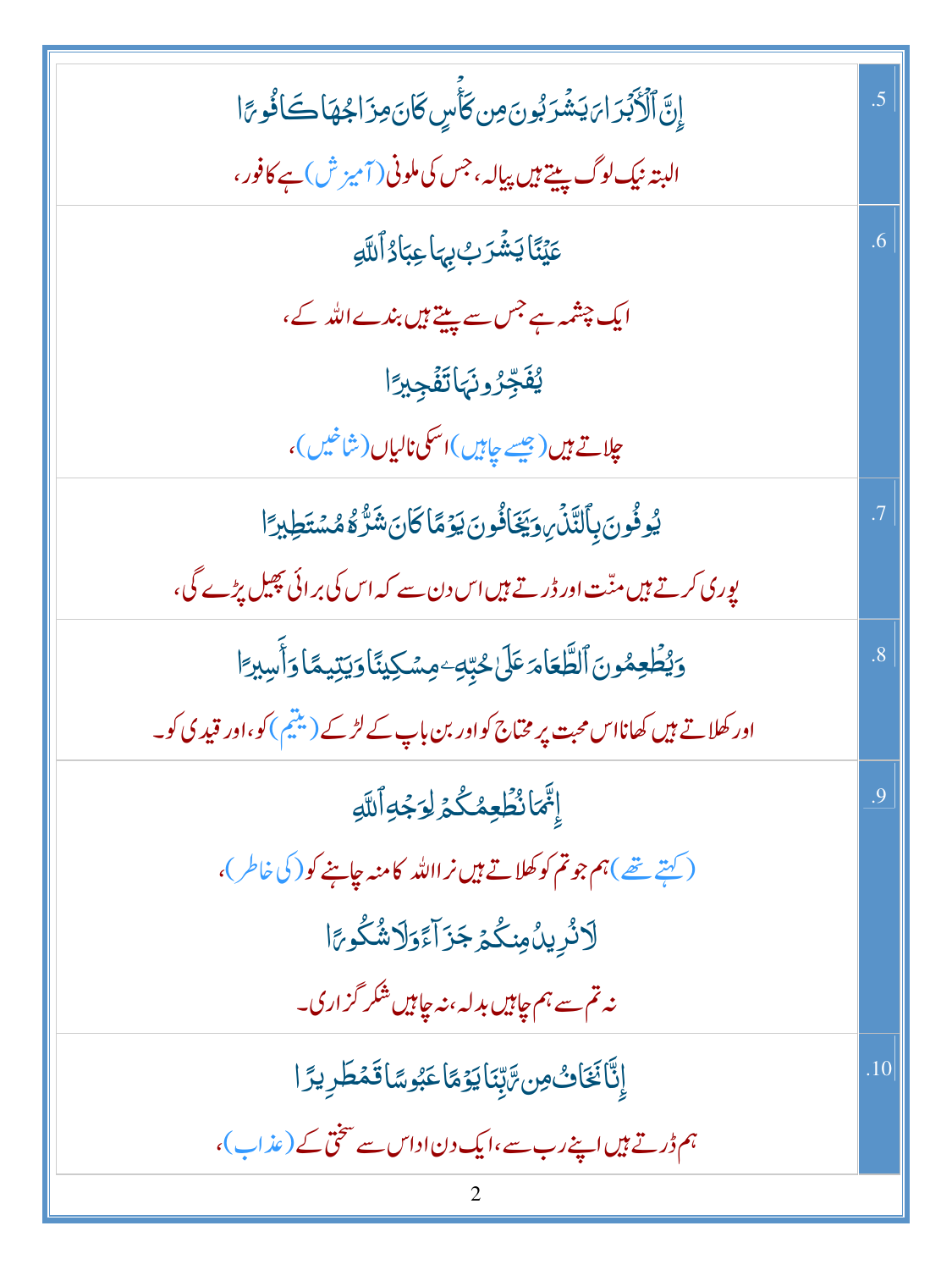| | |
|---|---|
| إِنَّ ٱلۡأَبۡرَارَ يَشۡرَبُونَ مِن كَأۡسٖ كَانَ مِزَاجُهَا كَافُورًا<br><br>البتہ نیک لوگ پیتے ہیں پیالہ، جس کی ملونی (آمیزش) ہے کافور، | .5 |
| عَيۡنٗا يَشۡرَبُ بِهَا عِبَادُ ٱللَّهِ<br><br>ایک چشمہ ہے جس سے پیتے ہیں بندے اللہ کے،<br><br>يُفَجِّرُونَهَا تَفۡجِيرٗا<br><br>چلاتے ہیں (جیسے چاہیں) اسکی نالیاں (شاخیں)، | .6 |
| يُوفُونَ بِٱلنَّذۡرِ وَيَخَافُونَ يَوۡمٗا كَانَ شَرُّهُۥ مُسۡتَطِيرٗا<br><br>پوری کرتے ہیں منّت اور ڈرتے ہیں اس دن سے کہ اس کی برائی پھیل پڑے گی، | .7 |
| وَيُطۡعِمُونَ ٱلطَّعَامَ عَلَىٰ حُبِّهِۦ مِسۡكِينٗا وَيَتِيمٗا وَأَسِيرًا<br><br>اور کھلاتے ہیں کھانا اس محبت پر محتاج کو اور بن باپ کے لڑکے (یتیم) کو، اور قیدی کو۔ | .8 |
| إِنَّمَا نُطۡعِمُكُمۡ لِوَجۡهِ ٱللَّهِ<br><br>(کہتے تھے) ہم جو تم کو کھلاتے ہیں نرا اللہ کا منہ چاہنے کو (کی خاطر)،<br><br>لَا نُرِيدُ مِنكُمۡ جَزَآءٗ وَلَا شُكُورًا<br><br>نہ تم سے ہم چاہیں بدلہ، نہ چاہیں شکر گزاری۔ | .9 |
| إِنَّا نَخَافُ مِن رَّبِّنَا يَوۡمًا عَبُوسٗا قَمۡطَرِيرٗا<br><br>ہم ڈرتے ہیں اپنے رب سے، ایک دن اداس سے سختی کے (عذاب)، | .10 |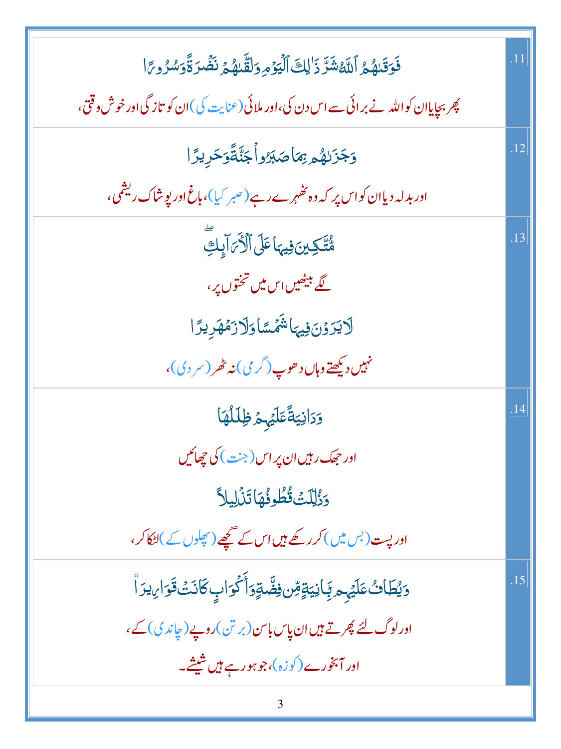| | |
|---|---|
| .11 | فَوَقَىٰهُمُ ٱللَّهُ شَرَّ ذَٰلِكَ ٱلْيَوْمِ وَلَقَّىٰهُمْ نَضْرَةً وَسُرُورًا<br>پھر بچایا ان کو اللہ نے برائی سے اس دن کی، اور ملائی (عنایت کی) ان کو تازگی اور خوش وقتی، |
| .12 | وَجَزَىٰهُم بِمَا صَبَرُوا۟ جَنَّةً وَحَرِيرًا<br>اور بدلہ دیا ان کو اس پر کہ وہ ٹھہرے رہے (صبر کیا)، باغ اور پوشاک ریشمی، |
| .13 | مُّتَّكِـِٔينَ فِيهَا عَلَى ٱلْأَرَآئِكِ ۖ<br>لگے بیٹھیں اس میں تختوں پر،<br>لَا يَرَوْنَ فِيهَا شَمْسًا وَلَا زَمْهَرِيرًا<br>نہیں دیکھتے وہاں دھوپ (گرمی) نہ ٹھر (سردی)، |
| .14 | وَدَانِيَةً عَلَيْهِمْ ظِلَـٰلُهَا<br>اور جھک رہیں ان پر اس (جنت) کی چھائیں<br>وَذُلِّلَتْ قُطُوفُهَا تَذْلِيلًا<br>اور پست (بس میں) کر رکھے ہیں اس کے گچھے (پھلوں کے) لٹکا کر، |
| .15 | وَيُطَافُ عَلَيْهِم بِـَٔانِيَةٍ مِّن فِضَّةٍ وَأَكْوَابٍ كَانَتْ قَوَارِيرَا۠<br>اور لوگ لئے پھرتے ہیں ان پاس باسن (برتن) روپے (چاندی) کے،<br>اور آبخورے (کوزہ)، جو ہو رہے ہیں شیشے۔ |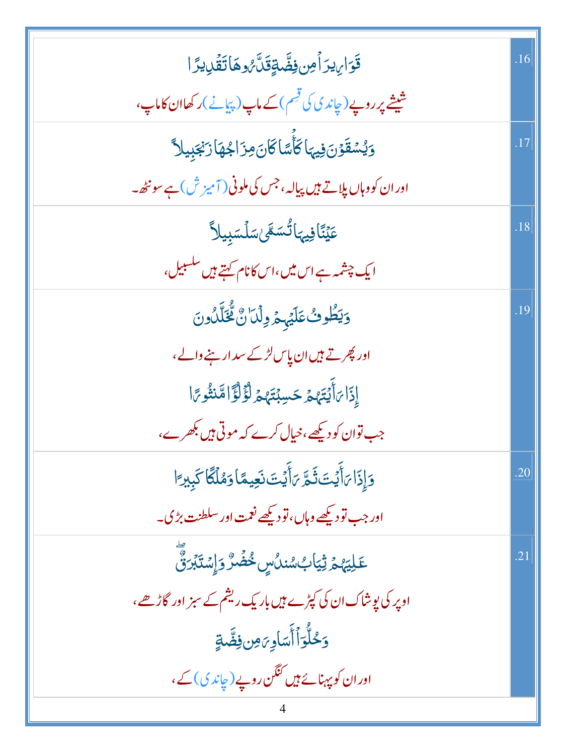| | |
|---|---|
| قَوَارِيرَاْ مِن فِضَّةٍ قَدَّرُوهَا تَقْدِيرًا<br>شیشے پر روپے (چاندی کی قسم) کے ماپ (پیمانے) رکھا ان کا ماپ، | .16 |
| وَيُسْقَوْنَ فِيهَا كَأْسًا كَانَ مِزَاجُهَا زَنجَبِيلاً<br>اور ان کو وہاں پلاتے ہیں پیالہ، جس کی ملونی (آمیزش) ہے سونٹھ۔ | .17 |
| عَيْنًا فِيهَا تُسَمَّىٰ سَلْسَبِيلاً<br>ایک چشمہ ہے اس میں، اس کا نام کہتے ہیں سلسبیل، | .18 |
| وَيَطُوفُ عَلَيْهِمْ وِلْدَانٌ مُّخَلَّدُونَ<br>اور پھرتے ہیں ان پاس لڑکے سدا رہنے والے،<br>إِذَا رَأَيْتَهُمْ حَسِبْتَهُمْ لُؤْلُؤًا مَّنثُورًا<br>جب تو ان کو دیکھے، خیال کرے کہ موتی ہیں بکھرے، | .19 |
| وَإِذَا رَأَيْتَ ثَمَّ رَأَيْتَ نَعِيمًا وَمُلْكًا كَبِيرًا<br>اور جب تو دیکھے وہاں، تو دیکھے نعمت اور سلطنت بڑی۔ | .20 |
| عَالِيَهُمْ ثِيَابُ سُندُسٍ خُضْرٌ وَإِسْتَبْرَقٌ<br>اوپر کی پوشاک ان کی کپڑے ہیں باریک ریشم کے سبز اور گاڑھے،<br>وَحُلُّوٓاْ أَسَاوِرَ مِن فِضَّةٍ<br>اور ان کو پہنائے ہیں کنگن روپے (چاندی) کے، | .21 |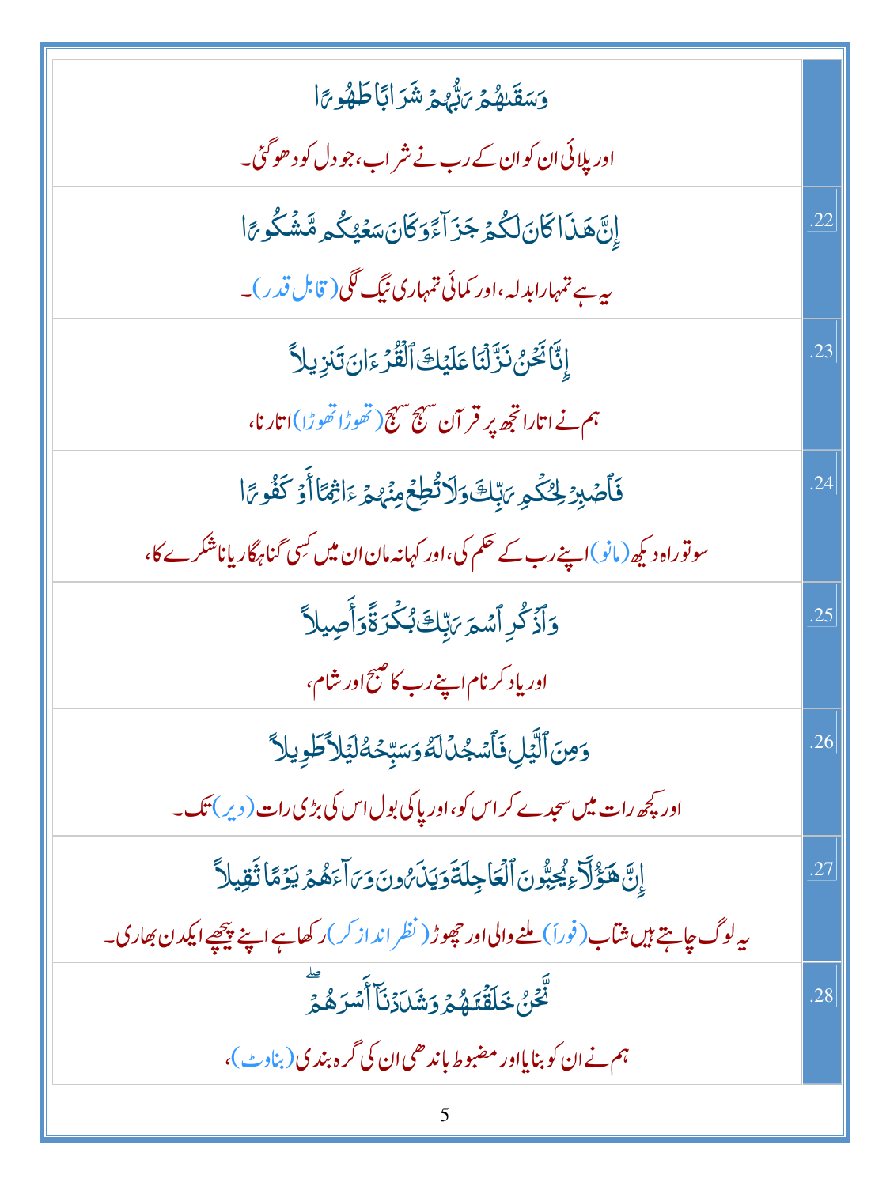| | |
|---|---|
| وَسَقَىٰهُمۡ رَبُّهُمۡ شَرَابًا طَهُورًا<br>اور پلائی ان کو ان کے رب نے شراب، جو دل کو دھو گئی۔ | |
| إِنَّ هَٰذَا كَانَ لَكُمۡ جَزَآءً وَكَانَ سَعۡيُكُم مَّشۡكُورًا<br>یہ ہے تمہارا بدلہ، اور کمائی تمہاری نیک لگی (قابل قدر)۔ | .22 |
| إِنَّا نَحۡنُ نَزَّلۡنَا عَلَيۡكَ ٱلۡقُرۡءَانَ تَنزِيلًا<br>ہم نے اتارا تجھ پر قرآن سہج سہج (تھوڑا تھوڑا) اتارنا، | .23 |
| فَٱصۡبِرۡ لِحُكۡمِ رَبِّكَ وَلَا تُطِعۡ مِنۡهُمۡ ءَاثِمًا أَوۡ كَفُورًا<br>سو تو راہ دیکھ (مانو) اپنے رب کے حکم کی، اور کہا نہ مان ان میں کسی گنہگار یا ناشکرے کا، | .24 |
| وَٱذۡكُرِ ٱسۡمَ رَبِّكَ بُكۡرَةً وَأَصِيلًا<br>اور یاد کر نام اپنے رب کا صبح اور شام، | .25 |
| وَمِنَ ٱلَّيۡلِ فَٱسۡجُدۡ لَهُۥ وَسَبِّحۡهُ لَيۡلًا طَوِيلًا<br>اور کچھ رات میں سجدے کر اس کو، اور پاکی بول اس کی بڑی رات (دیر) تک۔ | .26 |
| إِنَّ هَٰٓؤُلَآءِ يُحِبُّونَ ٱلۡعَاجِلَةَ وَيَذَرُونَ وَرَآءَهُمۡ يَوۡمًا ثَقِيلًا<br>یہ لوگ چاہتے ہیں شتاب (فوراً) ملنے والی اور چھوڑ (نظر انداز کر) رکھا ہے اپنے پیچھے ایک دن بھاری۔ | .27 |
| نَّحۡنُ خَلَقۡنَٰهُمۡ وَشَدَدۡنَآ أَسۡرَهُمۡۖ<br>ہم نے ان کو بنایا اور مضبوط باندھی ان کی گرہ بندی (بناوٹ)، | .28 |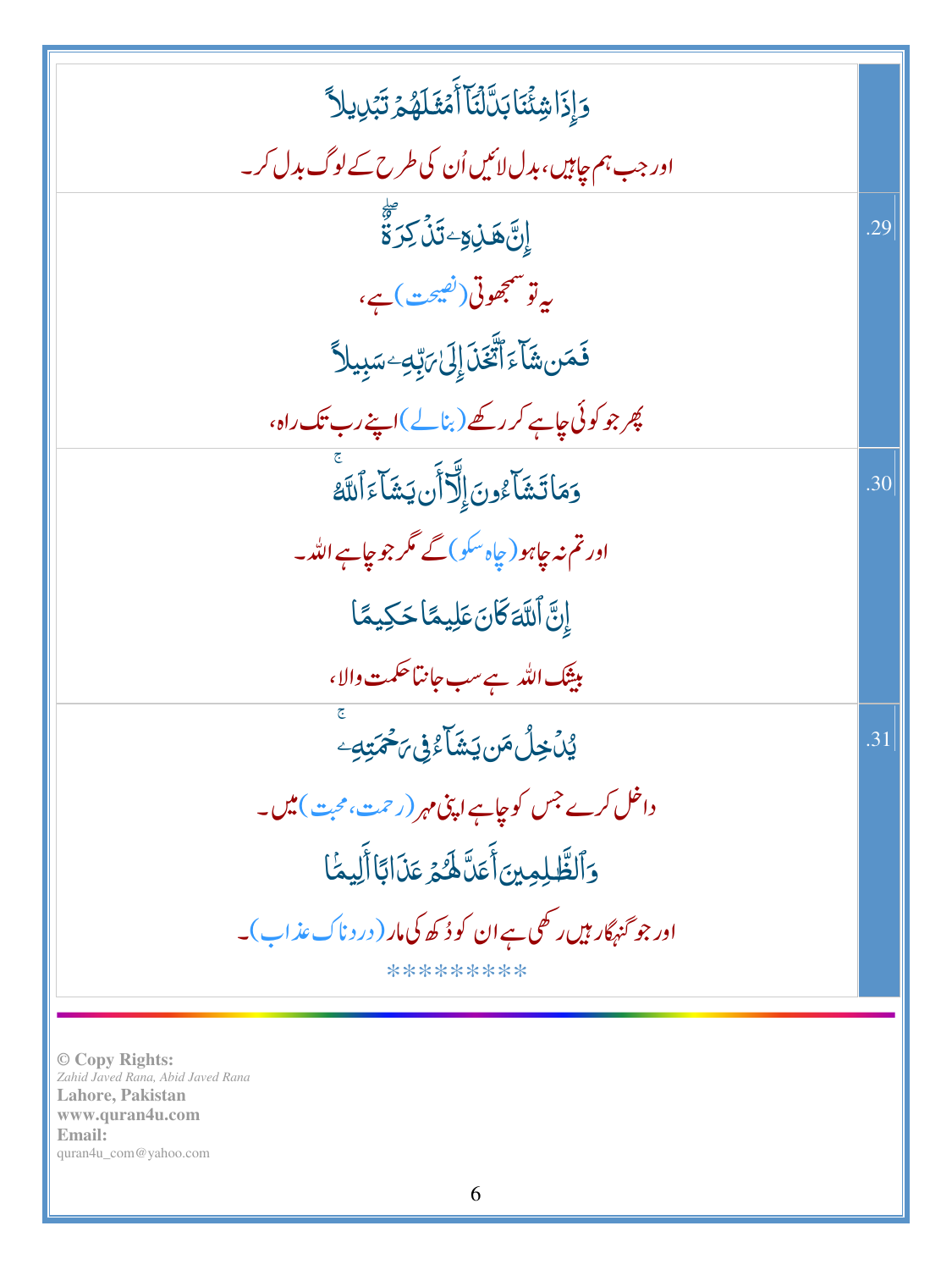| | |
|---|---|
| وَإِذَا شِئْنَا بَدَّلْنَآ أَمْثَٰلَهُمْ تَبْدِيلاً<br>اور جب ہم چاہیں، بدل لائیں اُن کی طرح کے لوگ بدل کر۔ | |
| إِنَّ هَٰذِهِۦ تَذْكِرَةٌ<br>یہ تو سمجھوتی (نصیحت) ہے،<br>فَمَن شَآءَ ٱتَّخَذَ إِلَىٰ رَبِّهِۦ سَبِيلاً<br>پھر جو کوئی چاہے کر رکھے (بنالے) اپنے رب تک راہ، | .29 |
| وَمَا تَشَآءُونَ إِلَّآ أَن يَشَآءَ ٱللَّهُ<br>اور تم نہ چاہو (چاہ سکو) گے مگر جو چاہے اللہ۔<br>إِنَّ ٱللَّهَ كَانَ عَلِيمًا حَكِيمًا<br>بیشک اللہ ہے سب جانتا حکمت والا، | .30 |
| يُدْخِلُ مَن يَشَآءُ فِى رَحْمَتِهِۦ<br>داخل کرے جس کو چاہے اپنی مہر (رحمت، محبت) میں۔<br>وَٱلظَّٰلِمِينَ أَعَدَّ لَهُمْ عَذَابًا أَلِيمًا<br>اور جو گنہگار ہیں رکھی ہے ان کو دُکھ کی مار (دردناک عذاب)۔<br>********* | .31 |

© Copy Rights:
*Zahid Javed Rana, Abid Javed Rana*
**Lahore, Pakistan**
**www.quran4u.com**
**Email:**
quran4u_com@yahoo.com